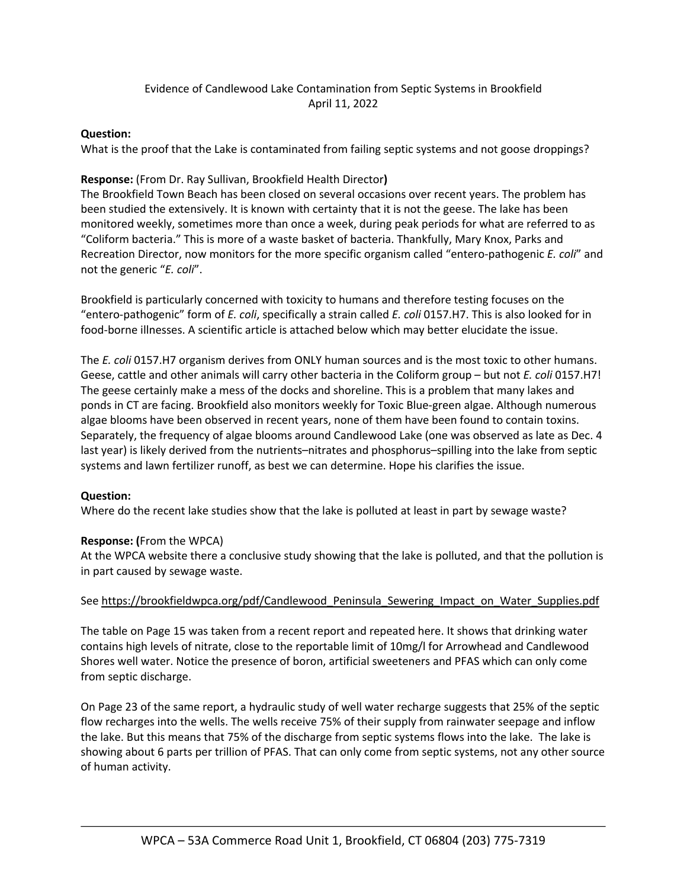Evidence of Candlewood Lake Contamination from Septic Systems in Brookfield
April 11, 2022

**Question:**
What is the proof that the Lake is contaminated from failing septic systems and not goose droppings?

**Response:** (From Dr. Ray Sullivan, Brookfield Health Director**)**
The Brookfield Town Beach has been closed on several occasions over recent years. The problem has been studied the extensively. It is known with certainty that it is not the geese. The lake has been monitored weekly, sometimes more than once a week, during peak periods for what are referred to as "Coliform bacteria." This is more of a waste basket of bacteria. Thankfully, Mary Knox, Parks and Recreation Director, now monitors for the more specific organism called "entero-pathogenic *E. coli*" and not the generic "*E. coli*".

Brookfield is particularly concerned with toxicity to humans and therefore testing focuses on the "entero-pathogenic" form of *E. coli*, specifically a strain called *E. coli* 0157.H7. This is also looked for in food-borne illnesses. A scientific article is attached below which may better elucidate the issue.

The *E. coli* 0157.H7 organism derives from ONLY human sources and is the most toxic to other humans. Geese, cattle and other animals will carry other bacteria in the Coliform group – but not *E. coli* 0157.H7! The geese certainly make a mess of the docks and shoreline. This is a problem that many lakes and ponds in CT are facing. Brookfield also monitors weekly for Toxic Blue-green algae. Although numerous algae blooms have been observed in recent years, none of them have been found to contain toxins. Separately, the frequency of algae blooms around Candlewood Lake (one was observed as late as Dec. 4 last year) is likely derived from the nutrients–nitrates and phosphorus–spilling into the lake from septic systems and lawn fertilizer runoff, as best we can determine. Hope his clarifies the issue.

**Question:**
Where do the recent lake studies show that the lake is polluted at least in part by sewage waste?

**Response: (**From the WPCA)
At the WPCA website there a conclusive study showing that the lake is polluted, and that the pollution is in part caused by sewage waste.

See https://brookfieldwpca.org/pdf/Candlewood_Peninsula_Sewering_Impact_on_Water_Supplies.pdf

The table on Page 15 was taken from a recent report and repeated here. It shows that drinking water contains high levels of nitrate, close to the reportable limit of 10mg/l for Arrowhead and Candlewood Shores well water. Notice the presence of boron, artificial sweeteners and PFAS which can only come from septic discharge.

On Page 23 of the same report, a hydraulic study of well water recharge suggests that 25% of the septic flow recharges into the wells. The wells receive 75% of their supply from rainwater seepage and inflow the lake. But this means that 75% of the discharge from septic systems flows into the lake. The lake is showing about 6 parts per trillion of PFAS. That can only come from septic systems, not any other source of human activity.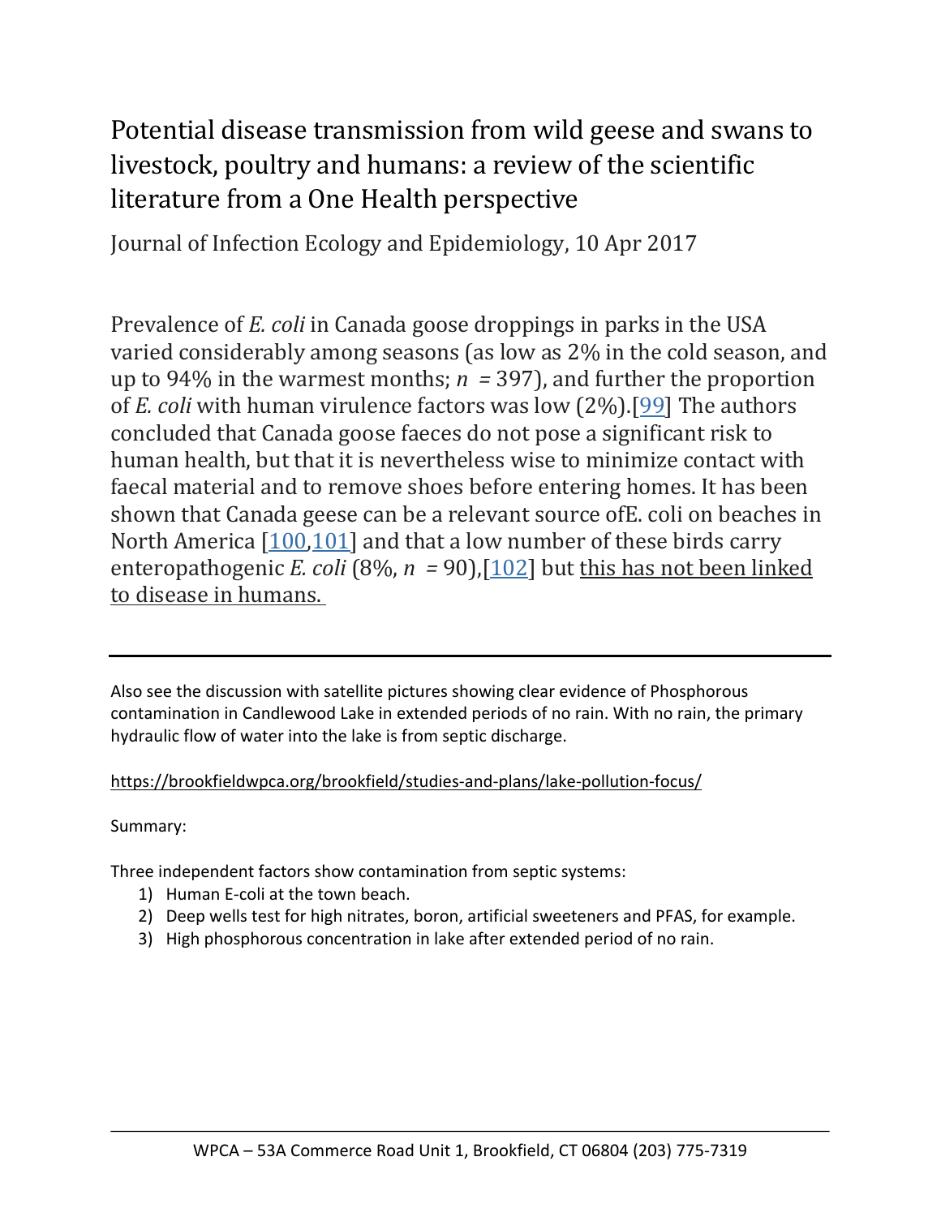# Potential disease transmission from wild geese and swans to livestock, poultry and humans: a review of the scientific literature from a One Health perspective

Journal of Infection Ecology and Epidemiology, 10 Apr 2017

Prevalence of *E. coli* in Canada goose droppings in parks in the USA varied considerably among seasons (as low as 2% in the cold season, and up to 94% in the warmest months; $n = 397$), and further the proportion of *E. coli* with human virulence factors was low (2%).[99] The authors concluded that Canada goose faeces do not pose a significant risk to human health, but that it is nevertheless wise to minimize contact with faecal material and to remove shoes before entering homes. It has been shown that Canada geese can be a relevant source ofE. coli on beaches in North America [100,101] and that a low number of these birds carry enteropathogenic *E. coli* (8%, $n = 90$),[102] but <u>this has not been linked to disease in humans.</u>

---

Also see the discussion with satellite pictures showing clear evidence of Phosphorous contamination in Candlewood Lake in extended periods of no rain. With no rain, the primary hydraulic flow of water into the lake is from septic discharge.

https://brookfieldwpca.org/brookfield/studies-and-plans/lake-pollution-focus/

Summary:

Three independent factors show contamination from septic systems:

1) Human E-coli at the town beach.
2) Deep wells test for high nitrates, boron, artificial sweeteners and PFAS, for example.
3) High phosphorous concentration in lake after extended period of no rain.